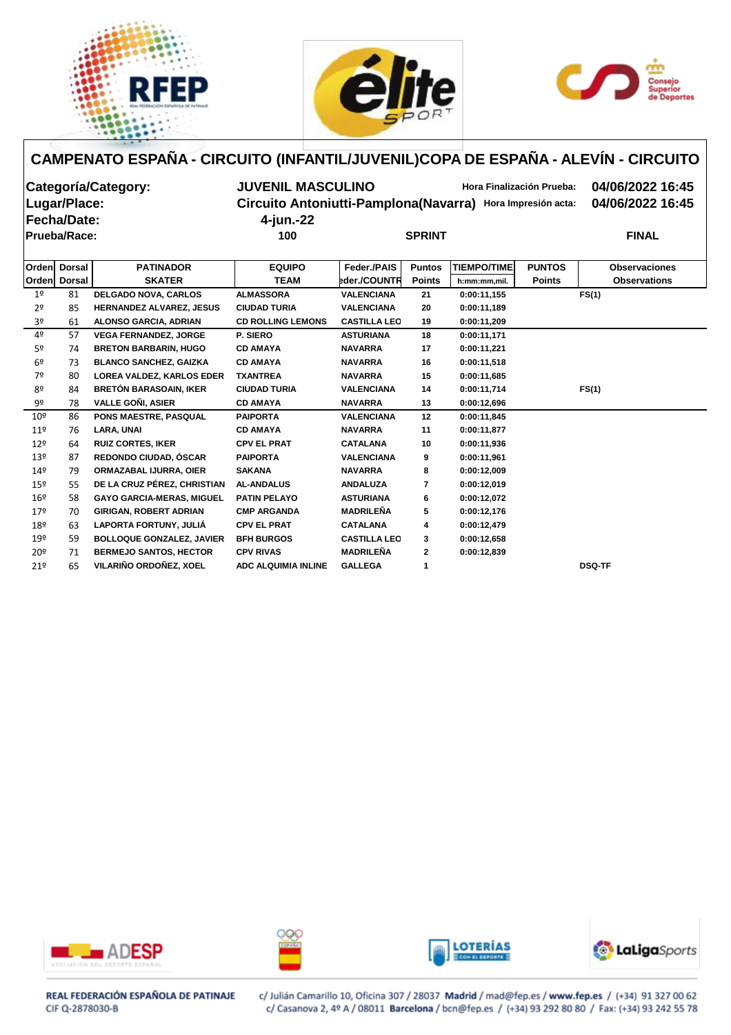# CAMPENATO ESPAÑA - CIRCUITO (INFANTIL/JUVENIL)COPA DE ESPAÑA - ALEVÍN - CIRCUITO

**Categoría/Category:** JUVENIL MASCULINO — **Hora Finalización Prueba:** 04/06/2022 16:45

**Lugar/Place:** Circuito Antoniutti-Pamplona(Navarra) — **Hora Impresión acta:** 04/06/2022 16:45

**Fecha/Date:** 4-jun.-22

**Prueba/Race:** 100 — SPRINT — FINAL

| Orden / Orden | Dorsal / Dorsal | PATINADOR / SKATER | EQUIPO / TEAM | Feder./PAIS / Feder./COUNTR | Puntos / Points | TIEMPO/TIME / h:mm:mm,mil. | PUNTOS / Points | Observaciones / Observations |
|---|---|---|---|---|---|---|---|---|
| 1º | 81 | DELGADO NOVA, CARLOS | ALMASSORA | VALENCIANA | 21 | 0:00:11,155 | | FS(1) |
| 2º | 85 | HERNANDEZ ALVAREZ, JESUS | CIUDAD TURIA | VALENCIANA | 20 | 0:00:11,189 | | |
| 3º | 61 | ALONSO GARCIA, ADRIAN | CD ROLLING LEMONS | CASTILLA LEO | 19 | 0:00:11,209 | | |
| 4º | 57 | VEGA FERNANDEZ, JORGE | P. SIERO | ASTURIANA | 18 | 0:00:11,171 | | |
| 5º | 74 | BRETON BARBARIN, HUGO | CD AMAYA | NAVARRA | 17 | 0:00:11,221 | | |
| 6º | 73 | BLANCO SANCHEZ, GAIZKA | CD AMAYA | NAVARRA | 16 | 0:00:11,518 | | |
| 7º | 80 | LOREA VALDEZ, KARLOS EDER | TXANTREA | NAVARRA | 15 | 0:00:11,685 | | |
| 8º | 84 | BRETÓN BARASOAIN, IKER | CIUDAD TURIA | VALENCIANA | 14 | 0:00:11,714 | | FS(1) |
| 9º | 78 | VALLE GOÑI, ASIER | CD AMAYA | NAVARRA | 13 | 0:00:12,696 | | |
| 10º | 86 | PONS MAESTRE, PASQUAL | PAIPORTA | VALENCIANA | 12 | 0:00:11,845 | | |
| 11º | 76 | LARA, UNAI | CD AMAYA | NAVARRA | 11 | 0:00:11,877 | | |
| 12º | 64 | RUIZ CORTES, IKER | CPV EL PRAT | CATALANA | 10 | 0:00:11,936 | | |
| 13º | 87 | REDONDO CIUDAD, ÓSCAR | PAIPORTA | VALENCIANA | 9 | 0:00:11,961 | | |
| 14º | 79 | ORMAZABAL IJURRA, OIER | SAKANA | NAVARRA | 8 | 0:00:12,009 | | |
| 15º | 55 | DE LA CRUZ PÉREZ, CHRISTIAN | AL-ANDALUS | ANDALUZA | 7 | 0:00:12,019 | | |
| 16º | 58 | GAYO GARCIA-MERAS, MIGUEL | PATIN PELAYO | ASTURIANA | 6 | 0:00:12,072 | | |
| 17º | 70 | GIRIGAN, ROBERT ADRIAN | CMP ARGANDA | MADRILEÑA | 5 | 0:00:12,176 | | |
| 18º | 63 | LAPORTA FORTUNY, JULIÁ | CPV EL PRAT | CATALANA | 4 | 0:00:12,479 | | |
| 19º | 59 | BOLLOQUE GONZALEZ, JAVIER | BFH BURGOS | CASTILLA LEO | 3 | 0:00:12,658 | | |
| 20º | 71 | BERMEJO SANTOS, HECTOR | CPV RIVAS | MADRILEÑA | 2 | 0:00:12,839 | | |
| 21º | 65 | VILARIÑO ORDOÑEZ, XOEL | ADC ALQUIMIA INLINE | GALLEGA | 1 | | | DSQ-TF |

REAL FEDERACIÓN ESPAÑOLA DE PATINAJE
CIF Q-2878030-B

c/ Julián Camarillo 10, Oficina 307 / 28037 **Madrid** / mad@fep.es / **www.fep.es** / (+34) 91 327 00 62
c/ Casanova 2, 4º A / 08011 **Barcelona** / bcn@fep.es / (+34) 93 292 80 80 / Fax: (+34) 93 242 55 78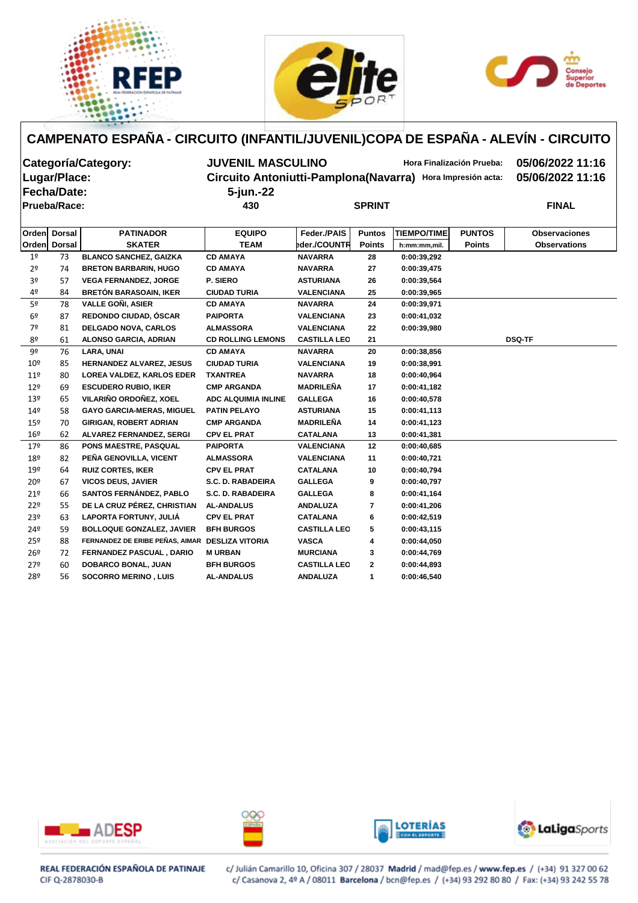# CAMPENATO ESPAÑA - CIRCUITO (INFANTIL/JUVENIL)COPA DE ESPAÑA - ALEVÍN - CIRCUITO

**Categoría/Category:** JUVENIL MASCULINO — **Hora Finalización Prueba:** 05/06/2022 11:16

**Lugar/Place:** Circuito Antoniutti-Pamplona(Navarra) — **Hora Impresión acta:** 05/06/2022 11:16

**Fecha/Date:** 5-jun.-22

**Prueba/Race:** 430 — SPRINT — FINAL

| Orden / Orden | Dorsal / Dorsal | PATINADOR / SKATER | EQUIPO / TEAM | Feder./PAIS / Feder./COUNTR | Puntos / Points | TIEMPO/TIME / h:mm:mm,mil. | PUNTOS / Points | Observaciones / Observations |
|---|---|---|---|---|---|---|---|---|
| 1º | 73 | BLANCO SANCHEZ, GAIZKA | CD AMAYA | NAVARRA | 28 | 0:00:39,292 | | |
| 2º | 74 | BRETON BARBARIN, HUGO | CD AMAYA | NAVARRA | 27 | 0:00:39,475 | | |
| 3º | 57 | VEGA FERNANDEZ, JORGE | P. SIERO | ASTURIANA | 26 | 0:00:39,564 | | |
| 4º | 84 | BRETÓN BARASOAIN, IKER | CIUDAD TURIA | VALENCIANA | 25 | 0:00:39,965 | | |
| 5º | 78 | VALLE GOÑI, ASIER | CD AMAYA | NAVARRA | 24 | 0:00:39,971 | | |
| 6º | 87 | REDONDO CIUDAD, ÓSCAR | PAIPORTA | VALENCIANA | 23 | 0:00:41,032 | | |
| 7º | 81 | DELGADO NOVA, CARLOS | ALMASSORA | VALENCIANA | 22 | 0:00:39,980 | | |
| 8º | 61 | ALONSO GARCIA, ADRIAN | CD ROLLING LEMONS | CASTILLA LEO | 21 | | | DSQ-TF |
| 9º | 76 | LARA, UNAI | CD AMAYA | NAVARRA | 20 | 0:00:38,856 | | |
| 10º | 85 | HERNANDEZ ALVAREZ, JESUS | CIUDAD TURIA | VALENCIANA | 19 | 0:00:38,991 | | |
| 11º | 80 | LOREA VALDEZ, KARLOS EDER | TXANTREA | NAVARRA | 18 | 0:00:40,964 | | |
| 12º | 69 | ESCUDERO RUBIO, IKER | CMP ARGANDA | MADRILEÑA | 17 | 0:00:41,182 | | |
| 13º | 65 | VILARIÑO ORDOÑEZ, XOEL | ADC ALQUIMIA INLINE | GALLEGA | 16 | 0:00:40,578 | | |
| 14º | 58 | GAYO GARCIA-MERAS, MIGUEL | PATIN PELAYO | ASTURIANA | 15 | 0:00:41,113 | | |
| 15º | 70 | GIRIGAN, ROBERT ADRIAN | CMP ARGANDA | MADRILEÑA | 14 | 0:00:41,123 | | |
| 16º | 62 | ALVAREZ FERNANDEZ, SERGI | CPV EL PRAT | CATALANA | 13 | 0:00:41,381 | | |
| 17º | 86 | PONS MAESTRE, PASQUAL | PAIPORTA | VALENCIANA | 12 | 0:00:40,685 | | |
| 18º | 82 | PEÑA GENOVILLA, VICENT | ALMASSORA | VALENCIANA | 11 | 0:00:40,721 | | |
| 19º | 64 | RUIZ CORTES, IKER | CPV EL PRAT | CATALANA | 10 | 0:00:40,794 | | |
| 20º | 67 | VICOS DEUS, JAVIER | S.C. D. RABADEIRA | GALLEGA | 9 | 0:00:40,797 | | |
| 21º | 66 | SANTOS FERNÁNDEZ, PABLO | S.C. D. RABADEIRA | GALLEGA | 8 | 0:00:41,164 | | |
| 22º | 55 | DE LA CRUZ PÉREZ, CHRISTIAN | AL-ANDALUS | ANDALUZA | 7 | 0:00:41,206 | | |
| 23º | 63 | LAPORTA FORTUNY, JULIÁ | CPV EL PRAT | CATALANA | 6 | 0:00:42,519 | | |
| 24º | 59 | BOLLOQUE GONZALEZ, JAVIER | BFH BURGOS | CASTILLA LEO | 5 | 0:00:43,115 | | |
| 25º | 88 | FERNANDEZ DE ERIBE PEÑAS, AIMAR | DESLIZA VITORIA | VASCA | 4 | 0:00:44,050 | | |
| 26º | 72 | FERNANDEZ PASCUAL , DARIO | M URBAN | MURCIANA | 3 | 0:00:44,769 | | |
| 27º | 60 | DOBARCO BONAL, JUAN | BFH BURGOS | CASTILLA LEO | 2 | 0:00:44,893 | | |
| 28º | 56 | SOCORRO MERINO , LUIS | AL-ANDALUS | ANDALUZA | 1 | 0:00:46,540 | | |

REAL FEDERACIÓN ESPAÑOLA DE PATINAJE
CIF Q-2878030-B

c/ Julián Camarillo 10, Oficina 307 / 28037 **Madrid** / mad@fep.es / **www.fep.es** / (+34) 91 327 00 62
c/ Casanova 2, 4º A / 08011 **Barcelona** / bcn@fep.es / (+34) 93 292 80 80 / Fax: (+34) 93 242 55 78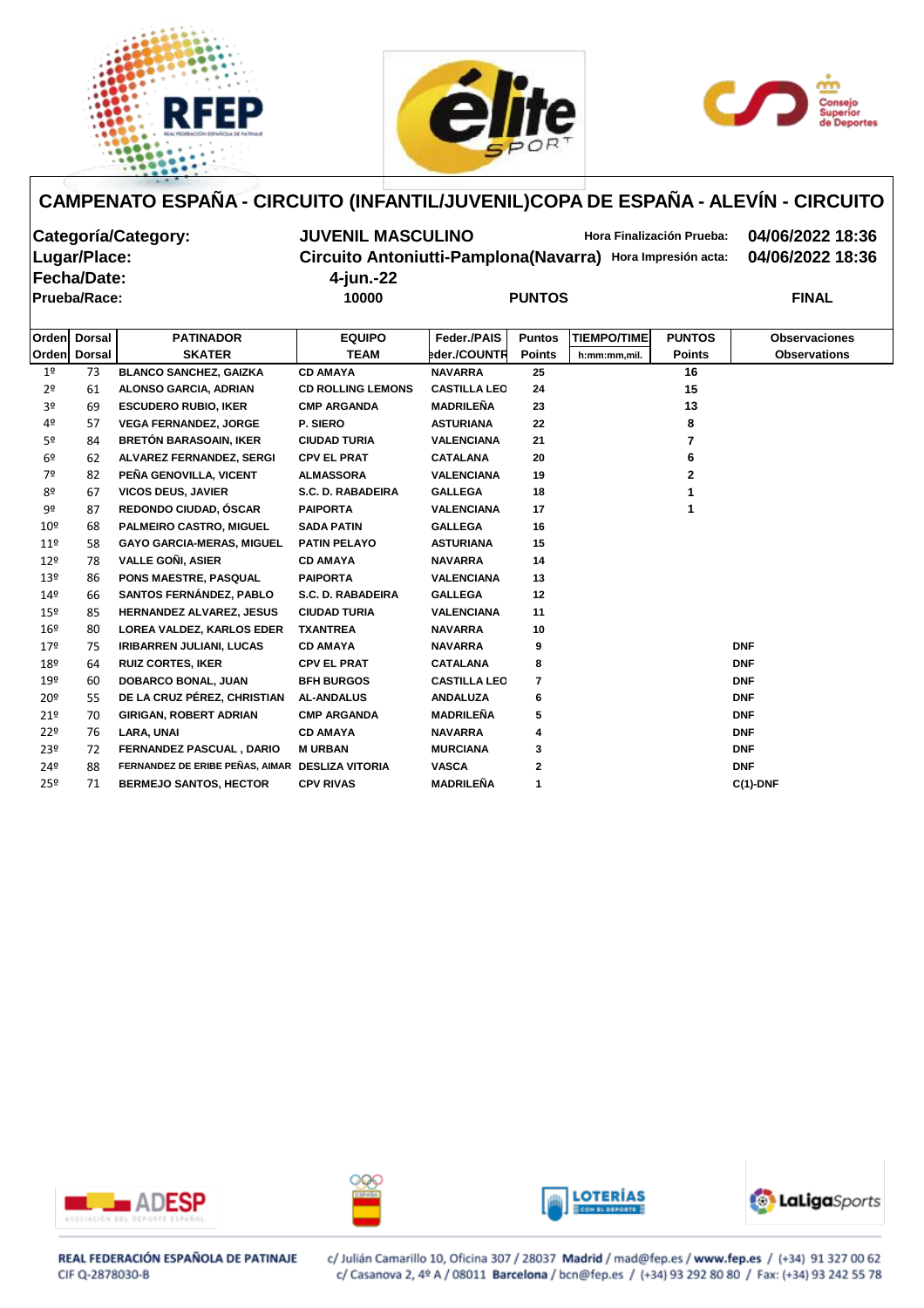# CAMPENATO ESPAÑA - CIRCUITO (INFANTIL/JUVENIL)COPA DE ESPAÑA - ALEVÍN - CIRCUITO

**Categoría/Category:** JUVENIL MASCULINO — **Hora Finalización Prueba:** 04/06/2022 18:36

**Lugar/Place:** Circuito Antoniutti-Pamplona(Navarra) — **Hora Impresión acta:** 04/06/2022 18:36

**Fecha/Date:** 4-jun.-22

**Prueba/Race:** 10000 — PUNTOS — FINAL

| Orden | Dorsal | PATINADOR | EQUIPO | Feder./PAIS | Puntos | TIEMPO/TIME | PUNTOS | Observaciones |
|---|---|---|---|---|---|---|---|---|
| Orden | Dorsal | SKATER | TEAM | eder./COUNTR | Points | h:mm:mm,mil. | Points | Observations |
| 1º | 73 | BLANCO SANCHEZ, GAIZKA | CD AMAYA | NAVARRA | 25 | | 16 | |
| 2º | 61 | ALONSO GARCIA, ADRIAN | CD ROLLING LEMONS | CASTILLA LEO | 24 | | 15 | |
| 3º | 69 | ESCUDERO RUBIO, IKER | CMP ARGANDA | MADRILEÑA | 23 | | 13 | |
| 4º | 57 | VEGA FERNANDEZ, JORGE | P. SIERO | ASTURIANA | 22 | | 8 | |
| 5º | 84 | BRETÓN BARASOAIN, IKER | CIUDAD TURIA | VALENCIANA | 21 | | 7 | |
| 6º | 62 | ALVAREZ FERNANDEZ, SERGI | CPV EL PRAT | CATALANA | 20 | | 6 | |
| 7º | 82 | PEÑA GENOVILLA, VICENT | ALMASSORA | VALENCIANA | 19 | | 2 | |
| 8º | 67 | VICOS DEUS, JAVIER | S.C. D. RABADEIRA | GALLEGA | 18 | | 1 | |
| 9º | 87 | REDONDO CIUDAD, ÓSCAR | PAIPORTA | VALENCIANA | 17 | | 1 | |
| 10º | 68 | PALMEIRO CASTRO, MIGUEL | SADA PATIN | GALLEGA | 16 | | | |
| 11º | 58 | GAYO GARCIA-MERAS, MIGUEL | PATIN PELAYO | ASTURIANA | 15 | | | |
| 12º | 78 | VALLE GOÑI, ASIER | CD AMAYA | NAVARRA | 14 | | | |
| 13º | 86 | PONS MAESTRE, PASQUAL | PAIPORTA | VALENCIANA | 13 | | | |
| 14º | 66 | SANTOS FERNÁNDEZ, PABLO | S.C. D. RABADEIRA | GALLEGA | 12 | | | |
| 15º | 85 | HERNANDEZ ALVAREZ, JESUS | CIUDAD TURIA | VALENCIANA | 11 | | | |
| 16º | 80 | LOREA VALDEZ, KARLOS EDER | TXANTREA | NAVARRA | 10 | | | |
| 17º | 75 | IRIBARREN JULIANI, LUCAS | CD AMAYA | NAVARRA | 9 | | | DNF |
| 18º | 64 | RUIZ CORTES, IKER | CPV EL PRAT | CATALANA | 8 | | | DNF |
| 19º | 60 | DOBARCO BONAL, JUAN | BFH BURGOS | CASTILLA LEO | 7 | | | DNF |
| 20º | 55 | DE LA CRUZ PÉREZ, CHRISTIAN | AL-ANDALUS | ANDALUZA | 6 | | | DNF |
| 21º | 70 | GIRIGAN, ROBERT ADRIAN | CMP ARGANDA | MADRILEÑA | 5 | | | DNF |
| 22º | 76 | LARA, UNAI | CD AMAYA | NAVARRA | 4 | | | DNF |
| 23º | 72 | FERNANDEZ PASCUAL , DARIO | M URBAN | MURCIANA | 3 | | | DNF |
| 24º | 88 | FERNANDEZ DE ERIBE PEÑAS, AIMAR | DESLIZA VITORIA | VASCA | 2 | | | DNF |
| 25º | 71 | BERMEJO SANTOS, HECTOR | CPV RIVAS | MADRILEÑA | 1 | | | C(1)-DNF |

REAL FEDERACIÓN ESPAÑOLA DE PATINAJE
CIF Q-2878030-B

c/ Julián Camarillo 10, Oficina 307 / 28037 **Madrid** / mad@fep.es / **www.fep.es** / (+34) 91 327 00 62
c/ Casanova 2, 4º A / 08011 **Barcelona** / bcn@fep.es / (+34) 93 292 80 80 / Fax: (+34) 93 242 55 78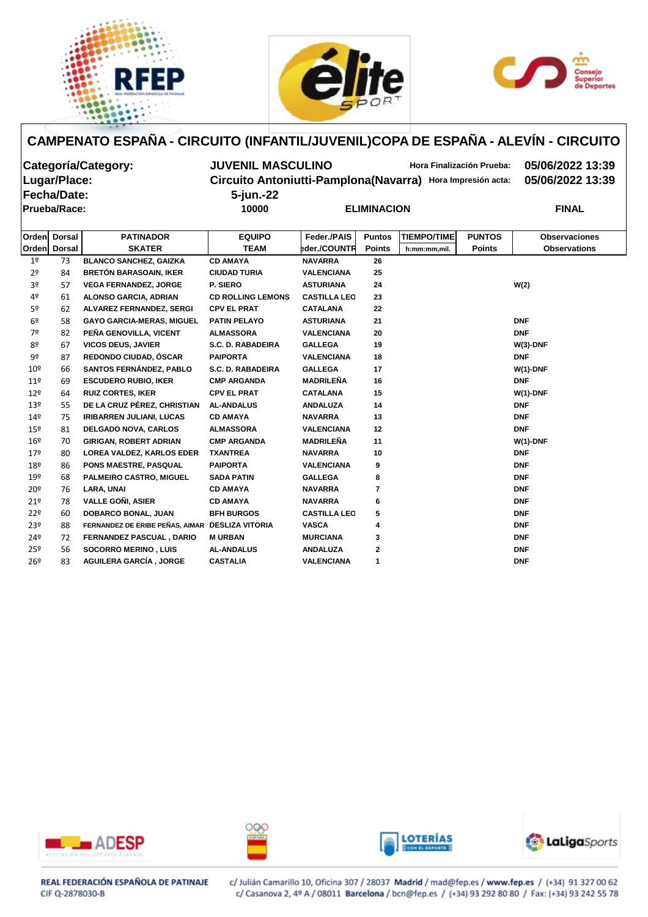# CAMPENATO ESPAÑA - CIRCUITO (INFANTIL/JUVENIL)COPA DE ESPAÑA - ALEVÍN - CIRCUITO

**Categoría/Category:** JUVENIL MASCULINO — **Hora Finalización Prueba:** 05/06/2022 13:39

**Lugar/Place:** Circuito Antoniutti-Pamplona(Navarra) — **Hora Impresión acta:** 05/06/2022 13:39

**Fecha/Date:** 5-jun.-22

**Prueba/Race:** 10000 — ELIMINACION — FINAL

| Orden Orden | Dorsal Dorsal | PATINADOR SKATER | EQUIPO TEAM | Feder./PAIS Feder./COUNTR | Puntos Points | TIEMPO/TIME h:mm:mm,mil. | PUNTOS Points | Observaciones Observations |
|---|---|---|---|---|---|---|---|---|
| 1º | 73 | BLANCO SANCHEZ, GAIZKA | CD AMAYA | NAVARRA | 26 | | | |
| 2º | 84 | BRETÓN BARASOAIN, IKER | CIUDAD TURIA | VALENCIANA | 25 | | | |
| 3º | 57 | VEGA FERNANDEZ, JORGE | P. SIERO | ASTURIANA | 24 | | | W(2) |
| 4º | 61 | ALONSO GARCIA, ADRIAN | CD ROLLING LEMONS | CASTILLA LEO | 23 | | | |
| 5º | 62 | ALVAREZ FERNANDEZ, SERGI | CPV EL PRAT | CATALANA | 22 | | | |
| 6º | 58 | GAYO GARCIA-MERAS, MIGUEL | PATIN PELAYO | ASTURIANA | 21 | | | DNF |
| 7º | 82 | PEÑA GENOVILLA, VICENT | ALMASSORA | VALENCIANA | 20 | | | DNF |
| 8º | 67 | VICOS DEUS, JAVIER | S.C. D. RABADEIRA | GALLEGA | 19 | | | W(3)-DNF |
| 9º | 87 | REDONDO CIUDAD, ÓSCAR | PAIPORTA | VALENCIANA | 18 | | | DNF |
| 10º | 66 | SANTOS FERNÁNDEZ, PABLO | S.C. D. RABADEIRA | GALLEGA | 17 | | | W(1)-DNF |
| 11º | 69 | ESCUDERO RUBIO, IKER | CMP ARGANDA | MADRILEÑA | 16 | | | DNF |
| 12º | 64 | RUIZ CORTES, IKER | CPV EL PRAT | CATALANA | 15 | | | W(1)-DNF |
| 13º | 55 | DE LA CRUZ PÉREZ, CHRISTIAN | AL-ANDALUS | ANDALUZA | 14 | | | DNF |
| 14º | 75 | IRIBARREN JULIANI, LUCAS | CD AMAYA | NAVARRA | 13 | | | DNF |
| 15º | 81 | DELGADO NOVA, CARLOS | ALMASSORA | VALENCIANA | 12 | | | DNF |
| 16º | 70 | GIRIGAN, ROBERT ADRIAN | CMP ARGANDA | MADRILEÑA | 11 | | | W(1)-DNF |
| 17º | 80 | LOREA VALDEZ, KARLOS EDER | TXANTREA | NAVARRA | 10 | | | DNF |
| 18º | 86 | PONS MAESTRE, PASQUAL | PAIPORTA | VALENCIANA | 9 | | | DNF |
| 19º | 68 | PALMEIRO CASTRO, MIGUEL | SADA PATIN | GALLEGA | 8 | | | DNF |
| 20º | 76 | LARA, UNAI | CD AMAYA | NAVARRA | 7 | | | DNF |
| 21º | 78 | VALLE GOÑI, ASIER | CD AMAYA | NAVARRA | 6 | | | DNF |
| 22º | 60 | DOBARCO BONAL, JUAN | BFH BURGOS | CASTILLA LEO | 5 | | | DNF |
| 23º | 88 | FERNANDEZ DE ERIBE PEÑAS, AIMAR | DESLIZA VITORIA | VASCA | 4 | | | DNF |
| 24º | 72 | FERNANDEZ PASCUAL , DARIO | M URBAN | MURCIANA | 3 | | | DNF |
| 25º | 56 | SOCORRO MERINO , LUIS | AL-ANDALUS | ANDALUZA | 2 | | | DNF |
| 26º | 83 | AGUILERA GARCÍA , JORGE | CASTALIA | VALENCIANA | 1 | | | DNF |

REAL FEDERACIÓN ESPAÑOLA DE PATINAJE
CIF Q-2878030-B

c/ Julián Camarillo 10, Oficina 307 / 28037 **Madrid** / mad@fep.es / **www.fep.es** / (+34) 91 327 00 62
c/ Casanova 2, 4º A / 08011 **Barcelona** / bcn@fep.es / (+34) 93 292 80 80 / Fax: (+34) 93 242 55 78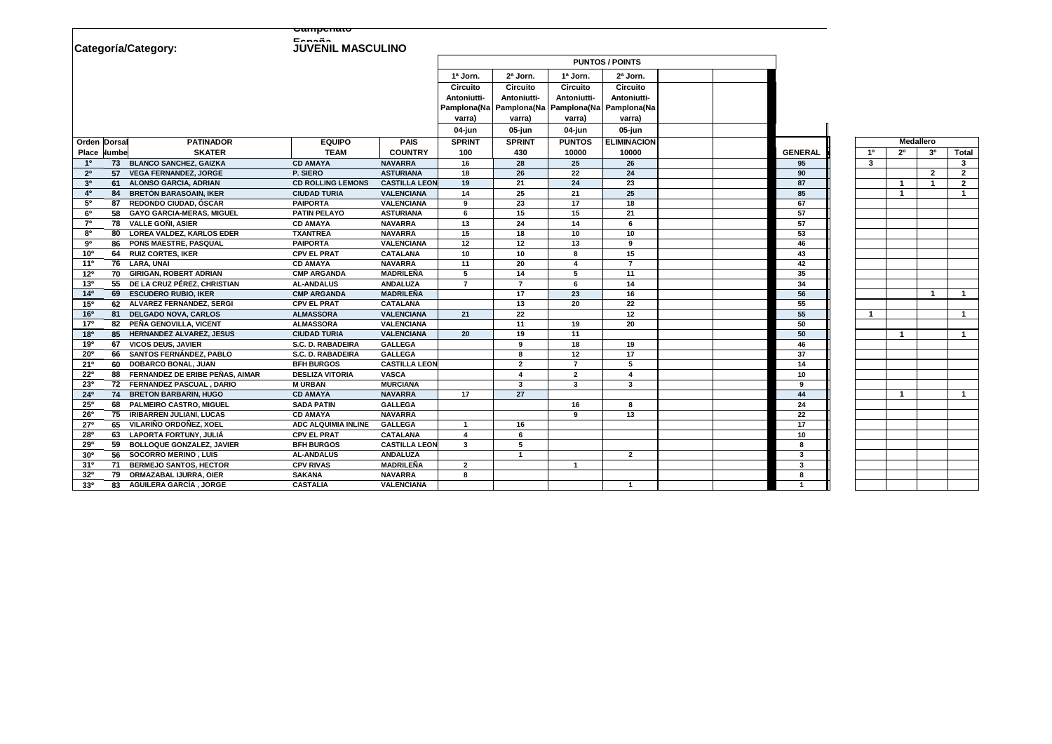Campeonato España

**Categoría/Category:** **JUVENIL MASCULINO**

| | | | | | PUNTOS / POINTS | | | | | | | Medallero | | | |
|---|---|---|---|---|---|---|---|---|---|---|---|---|---|---|---|
| | | | | | 1ª Jorn. | 2ª Jorn. | 1ª Jorn. | 2ª Jorn. | | | | | | | |
| | | | | | Circuito Antoniutti-Pamplona(Navarra) | Circuito Antoniutti-Pamplona(Navarra) | Circuito Antoniutti-Pamplona(Navarra) | Circuito Antoniutti-Pamplona(Navarra) | | | | | | | |
| | | | | | 04-jun | 05-jun | 04-jun | 05-jun | | | | | | | |
| Orden | Dorsal | PATINADOR | EQUIPO | PAIS | SPRINT | SPRINT | PUNTOS | ELIMINACION | | | | | | | |
| Place | Number | SKATER | TEAM | COUNTRY | 100 | 430 | 10000 | 10000 | | | GENERAL | 1º | 2º | 3º | Total |
| 1º | 73 | BLANCO SANCHEZ, GAIZKA | CD AMAYA | NAVARRA | 16 | 28 | 25 | 26 | | | 95 | 3 | | | 3 |
| 2º | 57 | VEGA FERNANDEZ, JORGE | P. SIERO | ASTURIANA | 18 | 26 | 22 | 24 | | | 90 | | | 2 | 2 |
| 3º | 61 | ALONSO GARCIA, ADRIAN | CD ROLLING LEMONS | CASTILLA LEON | 19 | 21 | 24 | 23 | | | 87 | | 1 | 1 | 2 |
| 4º | 84 | BRETÓN BARASOAIN, IKER | CIUDAD TURIA | VALENCIANA | 14 | 25 | 21 | 25 | | | 85 | | 1 | | 1 |
| 5º | 87 | REDONDO CIUDAD, ÓSCAR | PAIPORTA | VALENCIANA | 9 | 23 | 17 | 18 | | | 67 | | | | |
| 6º | 58 | GAYO GARCIA-MERAS, MIGUEL | PATIN PELAYO | ASTURIANA | 6 | 15 | 15 | 21 | | | 57 | | | | |
| 7º | 78 | VALLE GOÑI, ASIER | CD AMAYA | NAVARRA | 13 | 24 | 14 | 6 | | | 57 | | | | |
| 8º | 80 | LOREA VALDEZ, KARLOS EDER | TXANTREA | NAVARRA | 15 | 18 | 10 | 10 | | | 53 | | | | |
| 9º | 86 | PONS MAESTRE, PASQUAL | PAIPORTA | VALENCIANA | 12 | 12 | 13 | 9 | | | 46 | | | | |
| 10º | 64 | RUIZ CORTES, IKER | CPV EL PRAT | CATALANA | 10 | 10 | 8 | 15 | | | 43 | | | | |
| 11º | 76 | LARA, UNAI | CD AMAYA | NAVARRA | 11 | 20 | 4 | 7 | | | 42 | | | | |
| 12º | 70 | GIRIGAN, ROBERT ADRIAN | CMP ARGANDA | MADRILEÑA | 5 | 14 | 5 | 11 | | | 35 | | | | |
| 13º | 55 | DE LA CRUZ PÉREZ, CHRISTIAN | AL-ANDALUS | ANDALUZA | 7 | 7 | 6 | 14 | | | 34 | | | | |
| 14º | 69 | ESCUDERO RUBIO, IKER | CMP ARGANDA | MADRILEÑA | | 17 | 23 | 16 | | | 56 | | | 1 | 1 |
| 15º | 62 | ALVAREZ FERNANDEZ, SERGI | CPV EL PRAT | CATALANA | | 13 | 20 | 22 | | | 55 | | | | |
| 16º | 81 | DELGADO NOVA, CARLOS | ALMASSORA | VALENCIANA | 21 | 22 | | 12 | | | 55 | 1 | | | 1 |
| 17º | 82 | PEÑA GENOVILLA, VICENT | ALMASSORA | VALENCIANA | | 11 | 19 | 20 | | | 50 | | | | |
| 18º | 85 | HERNANDEZ ALVAREZ, JESUS | CIUDAD TURIA | VALENCIANA | 20 | 19 | 11 | | | | 50 | | 1 | | 1 |
| 19º | 67 | VICOS DEUS, JAVIER | S.C. D. RABADEIRA | GALLEGA | | 9 | 18 | 19 | | | 46 | | | | |
| 20º | 66 | SANTOS FERNÁNDEZ, PABLO | S.C. D. RABADEIRA | GALLEGA | | 8 | 12 | 17 | | | 37 | | | | |
| 21º | 60 | DOBARCO BONAL, JUAN | BFH BURGOS | CASTILLA LEON | | 2 | 7 | 5 | | | 14 | | | | |
| 22º | 88 | FERNANDEZ DE ERIBE PEÑAS, AIMAR | DESLIZA VITORIA | VASCA | | 4 | 2 | 4 | | | 10 | | | | |
| 23º | 72 | FERNANDEZ PASCUAL , DARIO | M URBAN | MURCIANA | | 3 | 3 | 3 | | | 9 | | | | |
| 24º | 74 | BRETON BARBARIN, HUGO | CD AMAYA | NAVARRA | 17 | 27 | | | | | 44 | | 1 | | 1 |
| 25º | 68 | PALMEIRO CASTRO, MIGUEL | SADA PATIN | GALLEGA | | | 16 | 8 | | | 24 | | | | |
| 26º | 75 | IRIBARREN JULIANI, LUCAS | CD AMAYA | NAVARRA | | | 9 | 13 | | | 22 | | | | |
| 27º | 65 | VILARIÑO ORDOÑEZ, XOEL | ADC ALQUIMIA INLINE | GALLEGA | 1 | 16 | | | | | 17 | | | | |
| 28º | 63 | LAPORTA FORTUNY, JULIÁ | CPV EL PRAT | CATALANA | 4 | 6 | | | | | 10 | | | | |
| 29º | 59 | BOLLOQUE GONZALEZ, JAVIER | BFH BURGOS | CASTILLA LEON | 3 | 5 | | | | | 8 | | | | |
| 30º | 56 | SOCORRO MERINO , LUIS | AL-ANDALUS | ANDALUZA | | 1 | | 2 | | | 3 | | | | |
| 31º | 71 | BERMEJO SANTOS, HECTOR | CPV RIVAS | MADRILEÑA | 2 | | 1 | | | | 3 | | | | |
| 32º | 79 | ORMAZABAL IJURRA, OIER | SAKANA | NAVARRA | 8 | | | | | | 8 | | | | |
| 33º | 83 | AGUILERA GARCÍA , JORGE | CASTALIA | VALENCIANA | | | | 1 | | | 1 | | | | |